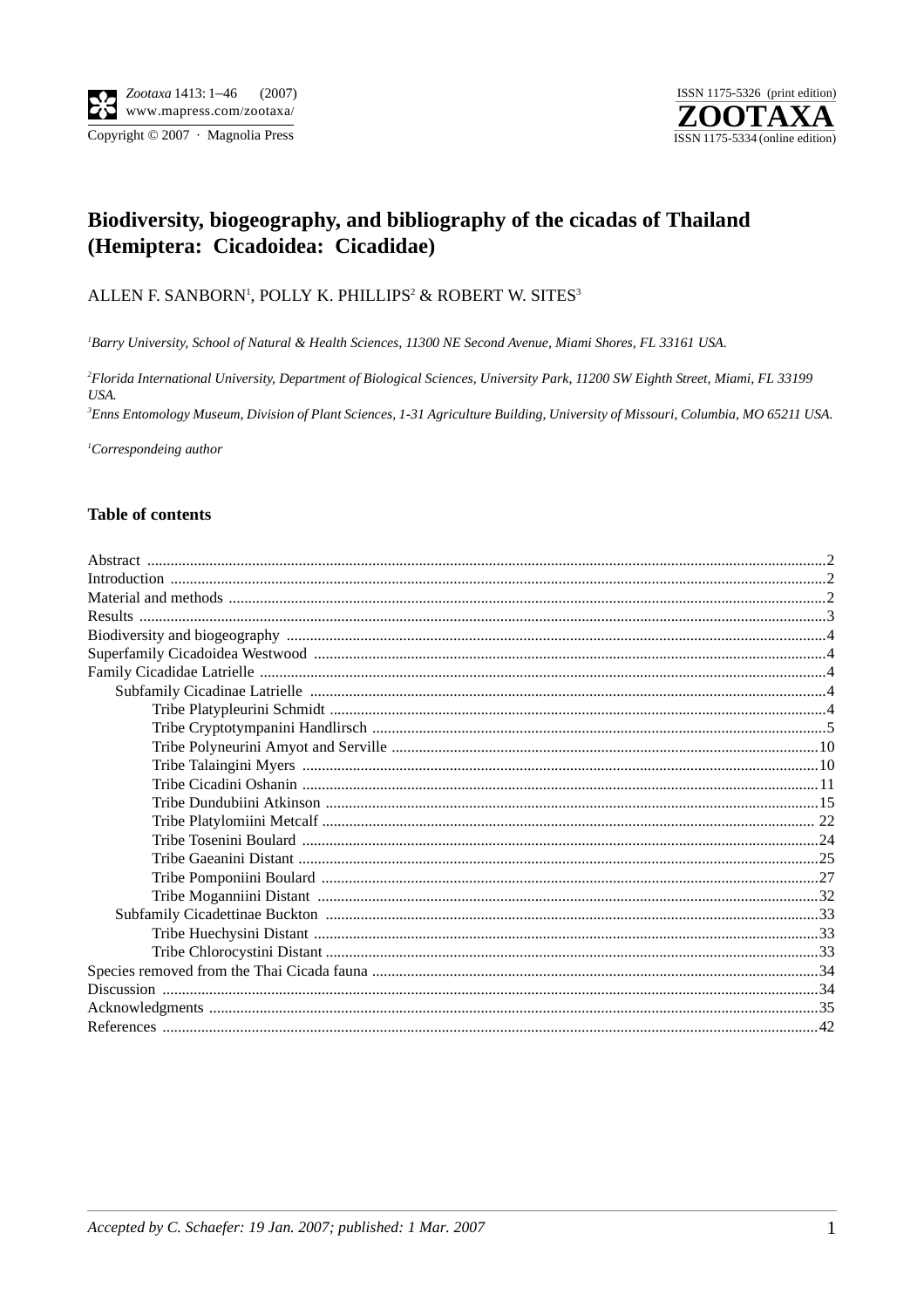# Biodiversity, biogeography, and bibliography of the cicadas of Thailand (Hemiptera: Cicadoidea: Cicadidae)

ALLEN F. SANBORN[1], POLLY K. PHILLIPS[2] & ROBERT W. SITES[3]

[1]*Barry University, School of Natural & Health Sciences, 11300 NE Second Avenue, Miami Shores, FL 33161 USA.*

[2]*Florida International University, Department of Biological Sciences, University Park, 11200 SW Eighth Street, Miami, FL 33199 USA.*

[3]*Enns Entomology Museum, Division of Plant Sciences, 1-31 Agriculture Building, University of Missouri, Columbia, MO 65211 USA.*

[1]*Correspondeing author*

## Table of contents

- Abstract ... 2
- Introduction ... 2
- Material and methods ... 2
- Results ... 3
- Biodiversity and biogeography ... 4
- Superfamily Cicadoidea Westwood ... 4
- Family Cicadidae Latrielle ... 4
  - Subfamily Cicadinae Latrielle ... 4
    - Tribe Platypleurini Schmidt ... 4
    - Tribe Cryptotympanini Handlirsch ... 5
    - Tribe Polyneurini Amyot and Serville ... 10
    - Tribe Talaingini Myers ... 10
    - Tribe Cicadini Oshanin ... 11
    - Tribe Dundubiini Atkinson ... 15
    - Tribe Platylomiini Metcalf ... 22
    - Tribe Tosenini Boulard ... 24
    - Tribe Gaeanini Distant ... 25
    - Tribe Pomponiini Boulard ... 27
    - Tribe Moganniini Distant ... 32
  - Subfamily Cicadettinae Buckton ... 33
    - Tribe Huechysini Distant ... 33
    - Tribe Chlorocystini Distant ... 33
- Species removed from the Thai Cicada fauna ... 34
- Discussion ... 34
- Acknowledgments ... 35
- References ... 42

*Accepted by C. Schaefer: 19 Jan. 2007; published: 1 Mar. 2007*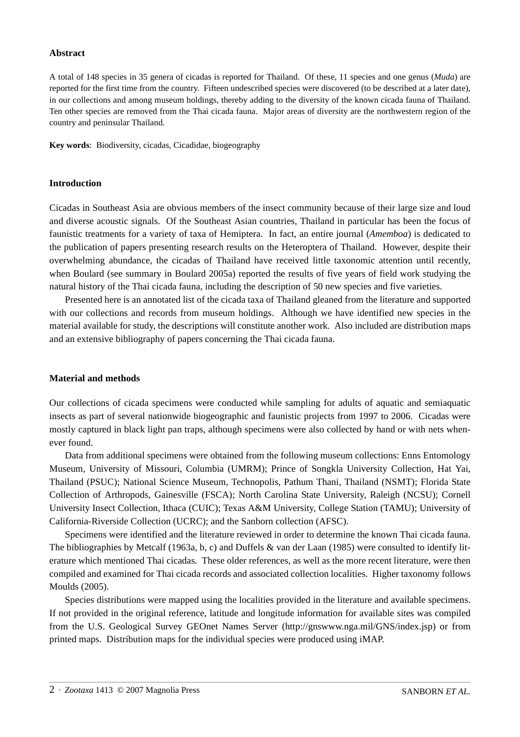## Abstract

A total of 148 species in 35 genera of cicadas is reported for Thailand. Of these, 11 species and one genus (*Muda*) are reported for the first time from the country. Fifteen undescribed species were discovered (to be described at a later date), in our collections and among museum holdings, thereby adding to the diversity of the known cicada fauna of Thailand. Ten other species are removed from the Thai cicada fauna. Major areas of diversity are the northwestern region of the country and peninsular Thailand.

**Key words**: Biodiversity, cicadas, Cicadidae, biogeography

## Introduction

Cicadas in Southeast Asia are obvious members of the insect community because of their large size and loud and diverse acoustic signals. Of the Southeast Asian countries, Thailand in particular has been the focus of faunistic treatments for a variety of taxa of Hemiptera. In fact, an entire journal (*Amemboa*) is dedicated to the publication of papers presenting research results on the Heteroptera of Thailand. However, despite their overwhelming abundance, the cicadas of Thailand have received little taxonomic attention until recently, when Boulard (see summary in Boulard 2005a) reported the results of five years of field work studying the natural history of the Thai cicada fauna, including the description of 50 new species and five varieties.

Presented here is an annotated list of the cicada taxa of Thailand gleaned from the literature and supported with our collections and records from museum holdings. Although we have identified new species in the material available for study, the descriptions will constitute another work. Also included are distribution maps and an extensive bibliography of papers concerning the Thai cicada fauna.

## Material and methods

Our collections of cicada specimens were conducted while sampling for adults of aquatic and semiaquatic insects as part of several nationwide biogeographic and faunistic projects from 1997 to 2006. Cicadas were mostly captured in black light pan traps, although specimens were also collected by hand or with nets whenever found.

Data from additional specimens were obtained from the following museum collections: Enns Entomology Museum, University of Missouri, Columbia (UMRM); Prince of Songkla University Collection, Hat Yai, Thailand (PSUC); National Science Museum, Technopolis, Pathum Thani, Thailand (NSMT); Florida State Collection of Arthropods, Gainesville (FSCA); North Carolina State University, Raleigh (NCSU); Cornell University Insect Collection, Ithaca (CUIC); Texas A&M University, College Station (TAMU); University of California-Riverside Collection (UCRC); and the Sanborn collection (AFSC).

Specimens were identified and the literature reviewed in order to determine the known Thai cicada fauna. The bibliographies by Metcalf (1963a, b, c) and Duffels & van der Laan (1985) were consulted to identify literature which mentioned Thai cicadas. These older references, as well as the more recent literature, were then compiled and examined for Thai cicada records and associated collection localities. Higher taxonomy follows Moulds (2005).

Species distributions were mapped using the localities provided in the literature and available specimens. If not provided in the original reference, latitude and longitude information for available sites was compiled from the U.S. Geological Survey GEOnet Names Server (http://gnswww.nga.mil/GNS/index.jsp) or from printed maps. Distribution maps for the individual species were produced using iMAP.